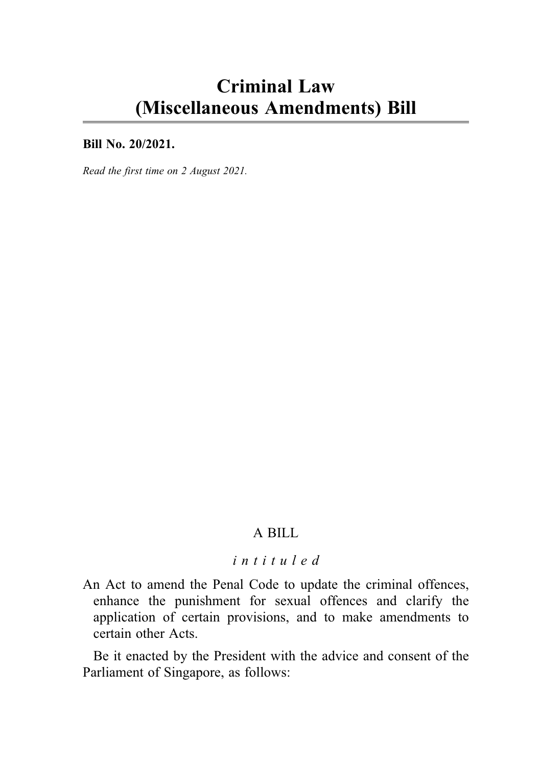# Criminal Law (Miscellaneous Amendments) Bill

**Bill No. 20/2021.**

*Read the first time on 2 August 2021.*

A BILL

*intituled*

An Act to amend the Penal Code to update the criminal offences, enhance the punishment for sexual offences and clarify the application of certain provisions, and to make amendments to certain other Acts.

Be it enacted by the President with the advice and consent of the Parliament of Singapore, as follows: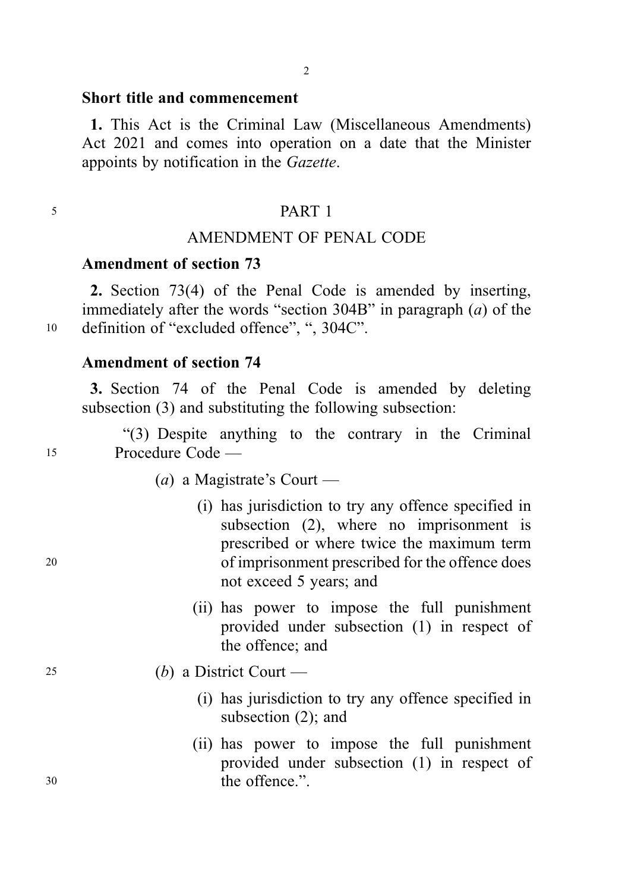### Short title and commencement

**1.** This Act is the Criminal Law (Miscellaneous Amendments) Act 2021 and comes into operation on a date that the Minister appoints by notification in the *Gazette*.

## PART 1

## AMENDMENT OF PENAL CODE

### Amendment of section 73

**2.** Section 73(4) of the Penal Code is amended by inserting, immediately after the words "section 304B" in paragraph (*a*) of the definition of "excluded offence", ", 304C".

### Amendment of section 74

**3.** Section 74 of the Penal Code is amended by deleting subsection (3) and substituting the following subsection:

"(3) Despite anything to the contrary in the Criminal Procedure Code —

(*a*) a Magistrate's Court —

(i) has jurisdiction to try any offence specified in subsection (2), where no imprisonment is prescribed or where twice the maximum term of imprisonment prescribed for the offence does not exceed 5 years; and

(ii) has power to impose the full punishment provided under subsection (1) in respect of the offence; and

(*b*) a District Court —

(i) has jurisdiction to try any offence specified in subsection (2); and

(ii) has power to impose the full punishment provided under subsection (1) in respect of the offence.".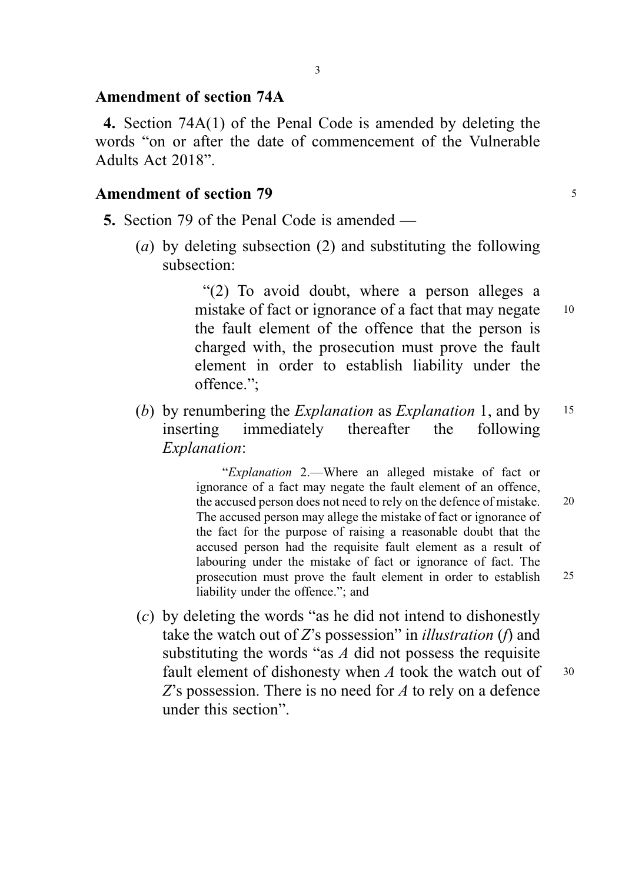## Amendment of section 74A

**4.** Section 74A(1) of the Penal Code is amended by deleting the words "on or after the date of commencement of the Vulnerable Adults Act 2018".

## Amendment of section 79

**5.** Section 79 of the Penal Code is amended —

(*a*) by deleting subsection (2) and substituting the following subsection:

> "(2) To avoid doubt, where a person alleges a mistake of fact or ignorance of a fact that may negate the fault element of the offence that the person is charged with, the prosecution must prove the fault element in order to establish liability under the offence.";

(*b*) by renumbering the *Explanation* as *Explanation* 1, and by inserting immediately thereafter the following *Explanation*:

> "*Explanation* 2.—Where an alleged mistake of fact or ignorance of a fact may negate the fault element of an offence, the accused person does not need to rely on the defence of mistake. The accused person may allege the mistake of fact or ignorance of the fact for the purpose of raising a reasonable doubt that the accused person had the requisite fault element as a result of labouring under the mistake of fact or ignorance of fact. The prosecution must prove the fault element in order to establish liability under the offence."; and

(*c*) by deleting the words "as he did not intend to dishonestly take the watch out of *Z*'s possession" in *illustration* (*f*) and substituting the words "as *A* did not possess the requisite fault element of dishonesty when *A* took the watch out of *Z*'s possession. There is no need for *A* to rely on a defence under this section".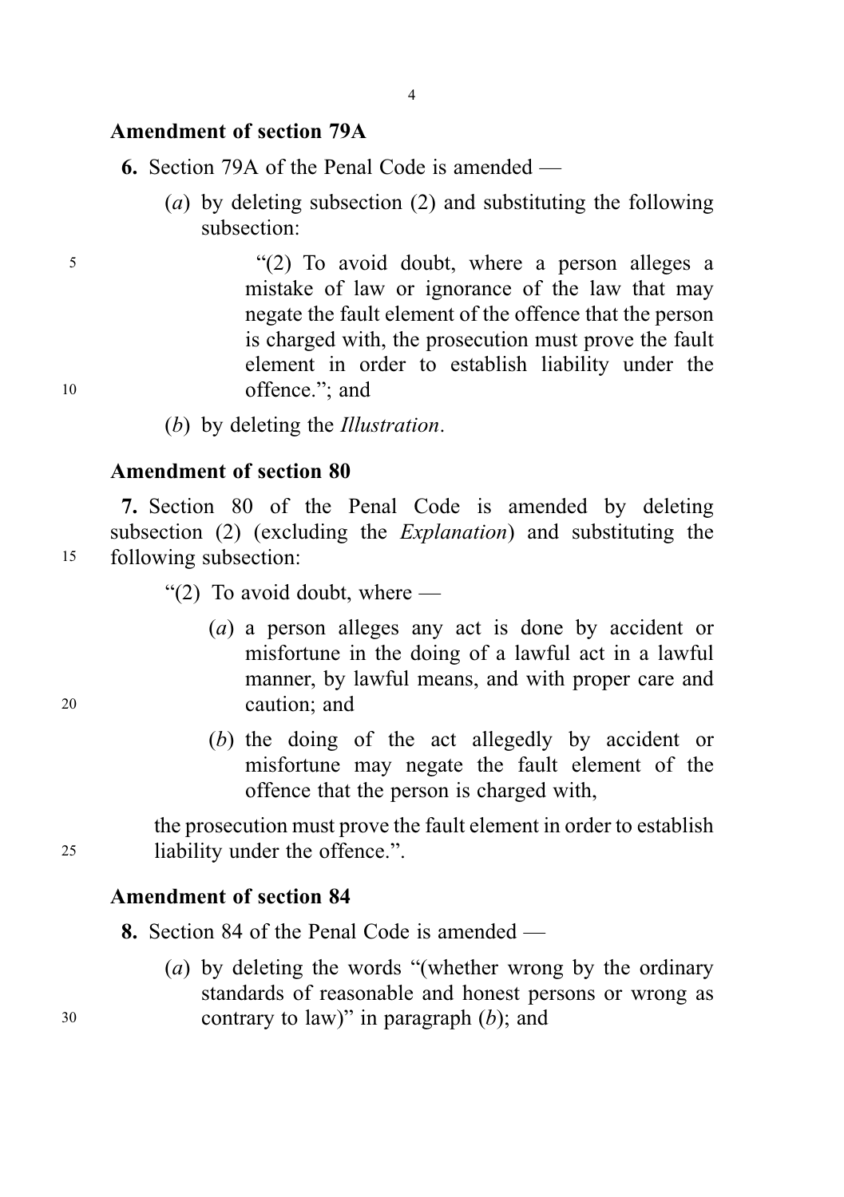### Amendment of section 79A

**6.** Section 79A of the Penal Code is amended —

(*a*) by deleting subsection (2) and substituting the following subsection:

> "(2) To avoid doubt, where a person alleges a mistake of law or ignorance of the law that may negate the fault element of the offence that the person is charged with, the prosecution must prove the fault element in order to establish liability under the offence."; and

(*b*) by deleting the *Illustration*.

### Amendment of section 80

**7.** Section 80 of the Penal Code is amended by deleting subsection (2) (excluding the *Explanation*) and substituting the following subsection:

> "(2) To avoid doubt, where —
>
> (*a*) a person alleges any act is done by accident or misfortune in the doing of a lawful act in a lawful manner, by lawful means, and with proper care and caution; and
>
> (*b*) the doing of the act allegedly by accident or misfortune may negate the fault element of the offence that the person is charged with,
>
> the prosecution must prove the fault element in order to establish liability under the offence.".

### Amendment of section 84

**8.** Section 84 of the Penal Code is amended —

(*a*) by deleting the words "(whether wrong by the ordinary standards of reasonable and honest persons or wrong as contrary to law)" in paragraph (*b*); and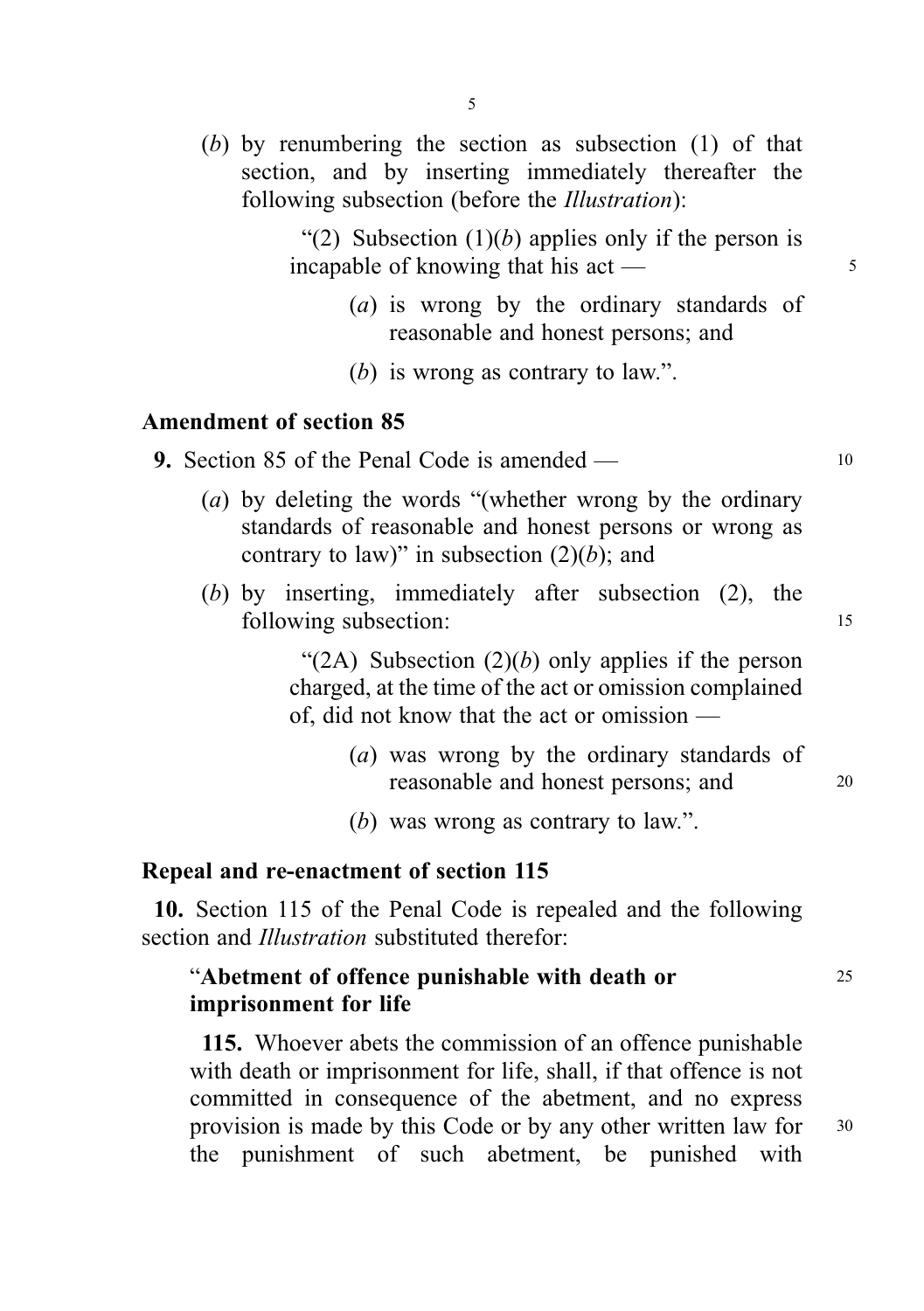(*b*) by renumbering the section as subsection (1) of that section, and by inserting immediately thereafter the following subsection (before the *Illustration*):

"(2) Subsection (1)(*b*) applies only if the person is incapable of knowing that his act —

(*a*) is wrong by the ordinary standards of reasonable and honest persons; and

(*b*) is wrong as contrary to law.".

**Amendment of section 85**

**9.** Section 85 of the Penal Code is amended —

(*a*) by deleting the words "(whether wrong by the ordinary standards of reasonable and honest persons or wrong as contrary to law)" in subsection (2)(*b*); and

(*b*) by inserting, immediately after subsection (2), the following subsection:

"(2A) Subsection (2)(*b*) only applies if the person charged, at the time of the act or omission complained of, did not know that the act or omission —

(*a*) was wrong by the ordinary standards of reasonable and honest persons; and

(*b*) was wrong as contrary to law.".

**Repeal and re-enactment of section 115**

**10.** Section 115 of the Penal Code is repealed and the following section and *Illustration* substituted therefor:

"**Abetment of offence punishable with death or imprisonment for life**

**115.** Whoever abets the commission of an offence punishable with death or imprisonment for life, shall, if that offence is not committed in consequence of the abetment, and no express provision is made by this Code or by any other written law for the punishment of such abetment, be punished with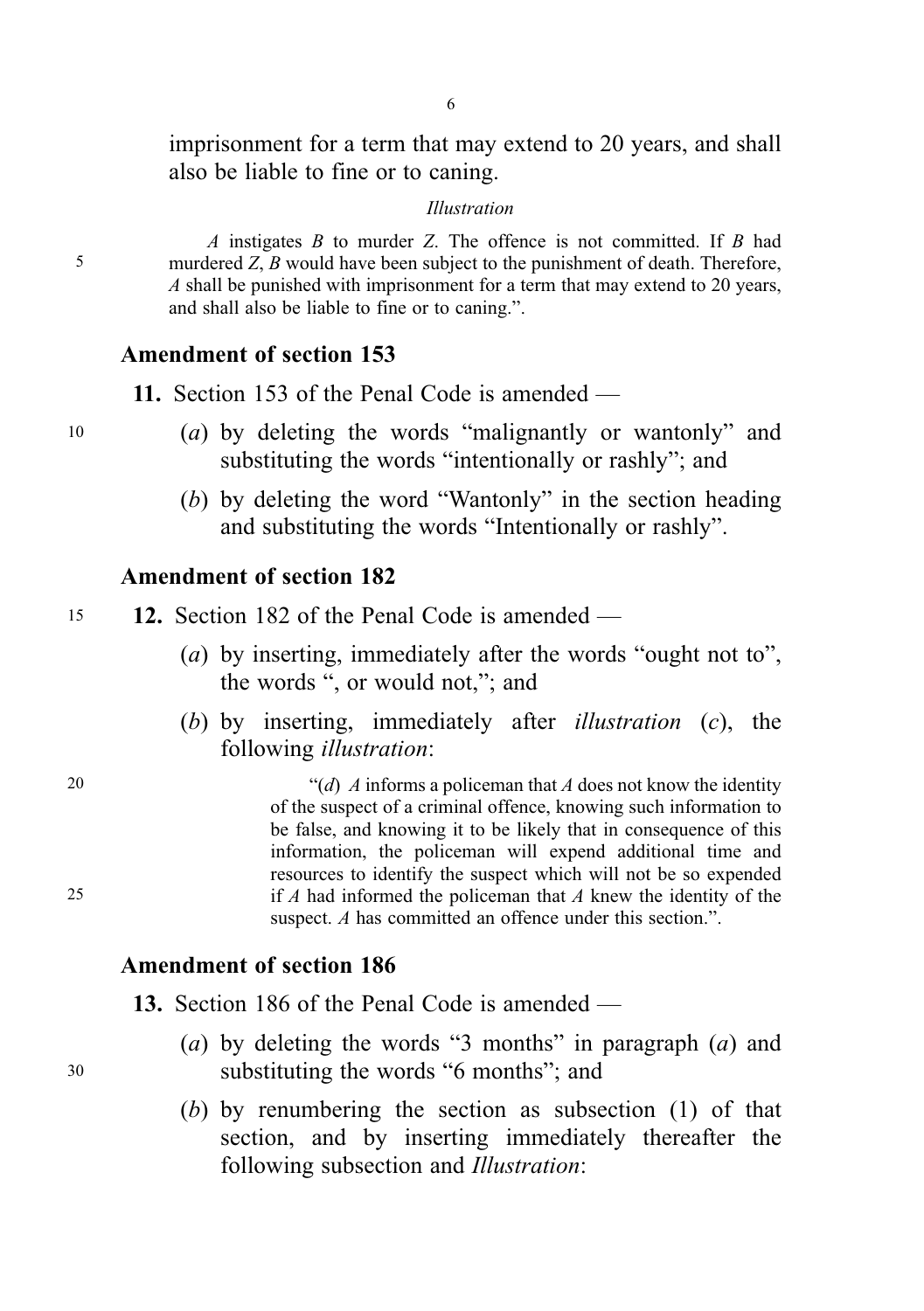imprisonment for a term that may extend to 20 years, and shall also be liable to fine or to caning.

*Illustration*

*A* instigates *B* to murder *Z*. The offence is not committed. If *B* had murdered *Z*, *B* would have been subject to the punishment of death. Therefore, *A* shall be punished with imprisonment for a term that may extend to 20 years, and shall also be liable to fine or to caning.".

### Amendment of section 153

**11.** Section 153 of the Penal Code is amended —

(*a*) by deleting the words "malignantly or wantonly" and substituting the words "intentionally or rashly"; and

(*b*) by deleting the word "Wantonly" in the section heading and substituting the words "Intentionally or rashly".

### Amendment of section 182

**12.** Section 182 of the Penal Code is amended —

(*a*) by inserting, immediately after the words "ought not to", the words ", or would not,"; and

(*b*) by inserting, immediately after *illustration* (*c*), the following *illustration*:

"(*d*) *A* informs a policeman that *A* does not know the identity of the suspect of a criminal offence, knowing such information to be false, and knowing it to be likely that in consequence of this information, the policeman will expend additional time and resources to identify the suspect which will not be so expended if *A* had informed the policeman that *A* knew the identity of the suspect. *A* has committed an offence under this section.".

### Amendment of section 186

**13.** Section 186 of the Penal Code is amended —

(*a*) by deleting the words "3 months" in paragraph (*a*) and substituting the words "6 months"; and

(*b*) by renumbering the section as subsection (1) of that section, and by inserting immediately thereafter the following subsection and *Illustration*: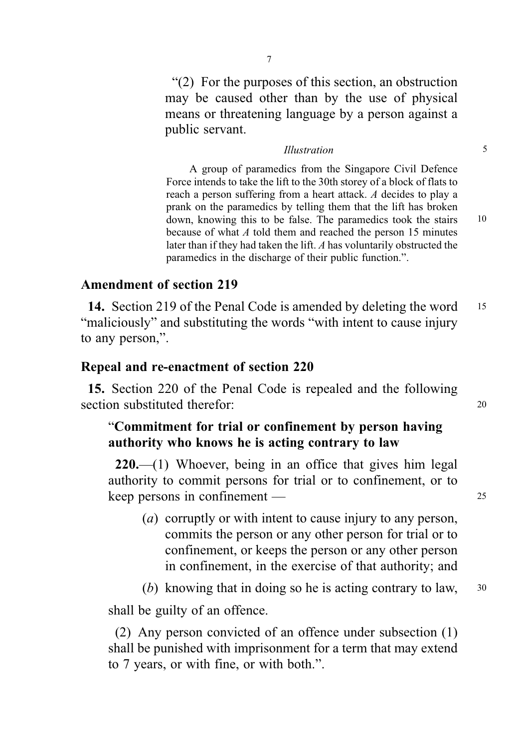"(2) For the purposes of this section, an obstruction may be caused other than by the use of physical means or threatening language by a person against a public servant.

*Illustration*

A group of paramedics from the Singapore Civil Defence Force intends to take the lift to the 30th storey of a block of flats to reach a person suffering from a heart attack. *A* decides to play a prank on the paramedics by telling them that the lift has broken down, knowing this to be false. The paramedics took the stairs because of what *A* told them and reached the person 15 minutes later than if they had taken the lift. *A* has voluntarily obstructed the paramedics in the discharge of their public function.".

### Amendment of section 219

**14.** Section 219 of the Penal Code is amended by deleting the word "maliciously" and substituting the words "with intent to cause injury to any person,".

### Repeal and re-enactment of section 220

**15.** Section 220 of the Penal Code is repealed and the following section substituted therefor:

"**Commitment for trial or confinement by person having authority who knows he is acting contrary to law**

**220.**—(1) Whoever, being in an office that gives him legal authority to commit persons for trial or to confinement, or to keep persons in confinement —

(*a*) corruptly or with intent to cause injury to any person, commits the person or any other person for trial or to confinement, or keeps the person or any other person in confinement, in the exercise of that authority; and

(*b*) knowing that in doing so he is acting contrary to law,

shall be guilty of an offence.

(2) Any person convicted of an offence under subsection (1) shall be punished with imprisonment for a term that may extend to 7 years, or with fine, or with both.".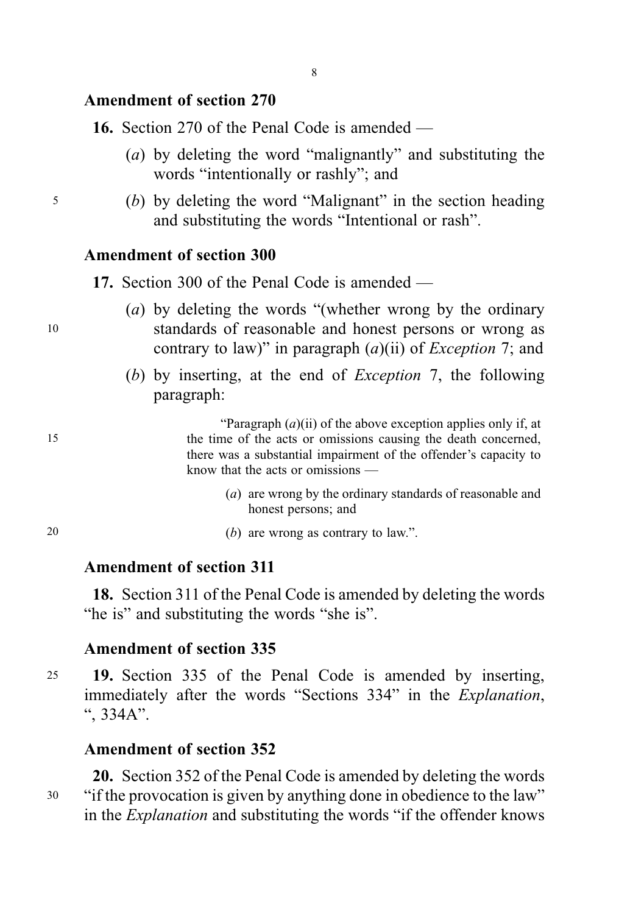**Amendment of section 270**

**16.** Section 270 of the Penal Code is amended —

(*a*) by deleting the word "malignantly" and substituting the words "intentionally or rashly"; and

(*b*) by deleting the word "Malignant" in the section heading and substituting the words "Intentional or rash".

**Amendment of section 300**

**17.** Section 300 of the Penal Code is amended —

(*a*) by deleting the words "(whether wrong by the ordinary standards of reasonable and honest persons or wrong as contrary to law)" in paragraph (*a*)(ii) of *Exception* 7; and

(*b*) by inserting, at the end of *Exception* 7, the following paragraph:

> "Paragraph (*a*)(ii) of the above exception applies only if, at the time of the acts or omissions causing the death concerned, there was a substantial impairment of the offender's capacity to know that the acts or omissions —
>
> (*a*) are wrong by the ordinary standards of reasonable and honest persons; and
>
> (*b*) are wrong as contrary to law.".

**Amendment of section 311**

**18.** Section 311 of the Penal Code is amended by deleting the words "he is" and substituting the words "she is".

**Amendment of section 335**

**19.** Section 335 of the Penal Code is amended by inserting, immediately after the words "Sections 334" in the *Explanation*, ", 334A".

**Amendment of section 352**

**20.** Section 352 of the Penal Code is amended by deleting the words "if the provocation is given by anything done in obedience to the law" in the *Explanation* and substituting the words "if the offender knows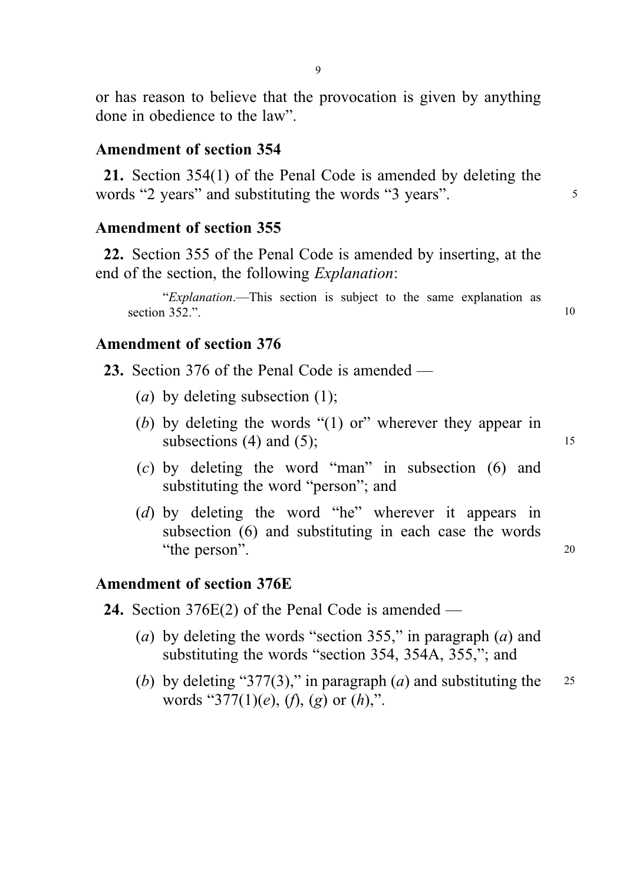or has reason to believe that the provocation is given by anything done in obedience to the law".

### Amendment of section 354

**21.** Section 354(1) of the Penal Code is amended by deleting the words "2 years" and substituting the words "3 years".

### Amendment of section 355

**22.** Section 355 of the Penal Code is amended by inserting, at the end of the section, the following *Explanation*:

> "*Explanation*.—This section is subject to the same explanation as section 352.".

### Amendment of section 376

**23.** Section 376 of the Penal Code is amended —

(*a*) by deleting subsection (1);

(*b*) by deleting the words "(1) or" wherever they appear in subsections (4) and (5);

(*c*) by deleting the word "man" in subsection (6) and substituting the word "person"; and

(*d*) by deleting the word "he" wherever it appears in subsection (6) and substituting in each case the words "the person".

### Amendment of section 376E

**24.** Section 376E(2) of the Penal Code is amended —

(*a*) by deleting the words "section 355," in paragraph (*a*) and substituting the words "section 354, 354A, 355,"; and

(*b*) by deleting "377(3)," in paragraph (*a*) and substituting the words "377(1)(*e*), (*f*), (*g*) or (*h*),".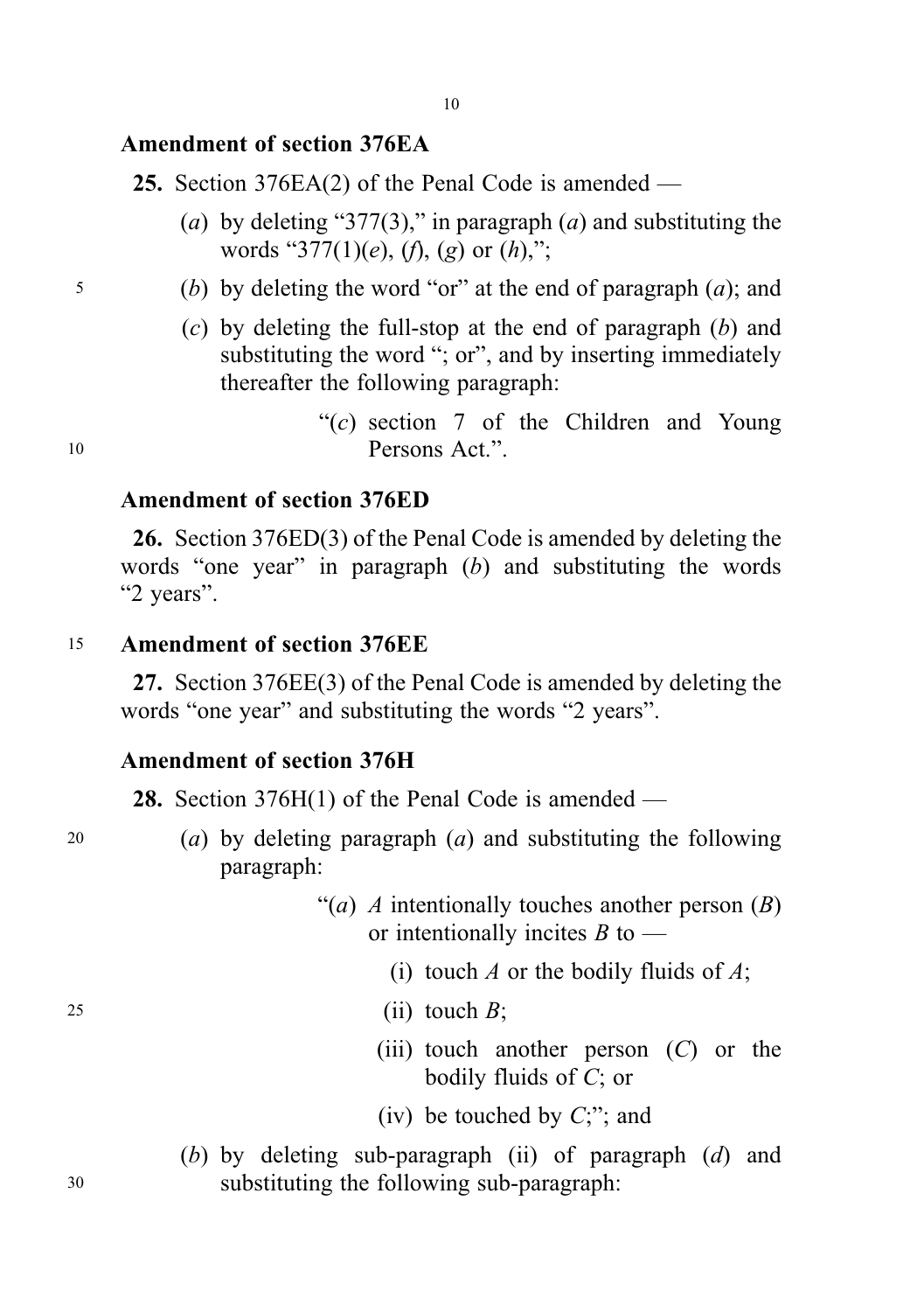### Amendment of section 376EA

**25.** Section 376EA(2) of the Penal Code is amended —

(*a*) by deleting "377(3)," in paragraph (*a*) and substituting the words "377(1)(*e*), (*f*), (*g*) or (*h*),";

(*b*) by deleting the word "or" at the end of paragraph (*a*); and

(*c*) by deleting the full-stop at the end of paragraph (*b*) and substituting the word "; or", and by inserting immediately thereafter the following paragraph:

> "(*c*) section 7 of the Children and Young Persons Act.".

### Amendment of section 376ED

**26.** Section 376ED(3) of the Penal Code is amended by deleting the words "one year" in paragraph (*b*) and substituting the words "2 years".

### Amendment of section 376EE

**27.** Section 376EE(3) of the Penal Code is amended by deleting the words "one year" and substituting the words "2 years".

### Amendment of section 376H

**28.** Section 376H(1) of the Penal Code is amended —

(*a*) by deleting paragraph (*a*) and substituting the following paragraph:

> "(*a*) *A* intentionally touches another person (*B*) or intentionally incites *B* to —
>
> (i) touch *A* or the bodily fluids of *A*;
>
> (ii) touch *B*;
>
> (iii) touch another person (*C*) or the bodily fluids of *C*; or
>
> (iv) be touched by *C*;"; and

(*b*) by deleting sub-paragraph (ii) of paragraph (*d*) and substituting the following sub-paragraph: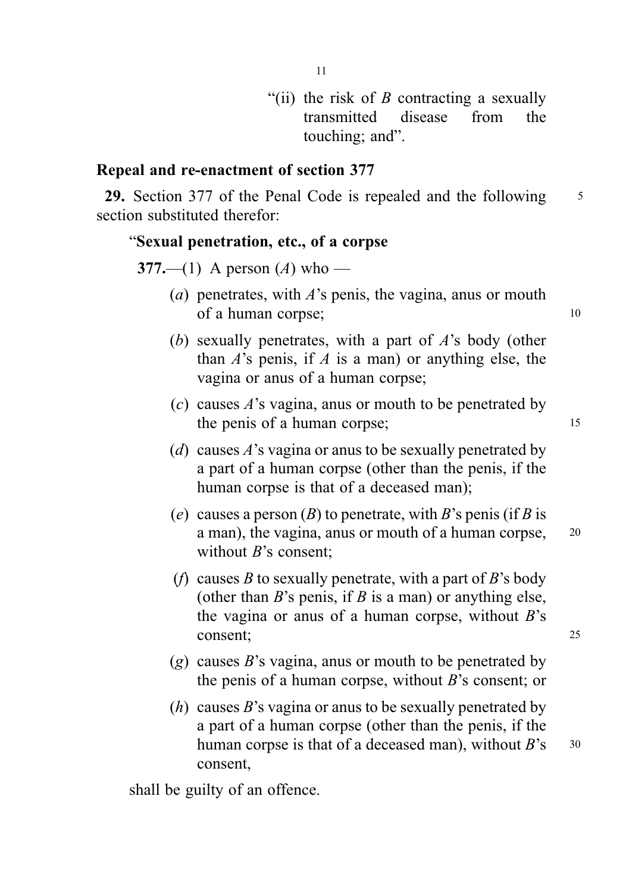"(ii) the risk of *B* contracting a sexually transmitted disease from the touching; and".

**Repeal and re-enactment of section 377**

**29.** Section 377 of the Penal Code is repealed and the following section substituted therefor:

"**Sexual penetration, etc., of a corpse**

**377.**—(1) A person (*A*) who —

(*a*) penetrates, with *A*'s penis, the vagina, anus or mouth of a human corpse;

(*b*) sexually penetrates, with a part of *A*'s body (other than *A*'s penis, if *A* is a man) or anything else, the vagina or anus of a human corpse;

(*c*) causes *A*'s vagina, anus or mouth to be penetrated by the penis of a human corpse;

(*d*) causes *A*'s vagina or anus to be sexually penetrated by a part of a human corpse (other than the penis, if the human corpse is that of a deceased man);

(*e*) causes a person (*B*) to penetrate, with *B*'s penis (if *B* is a man), the vagina, anus or mouth of a human corpse, without *B*'s consent;

(*f*) causes *B* to sexually penetrate, with a part of *B*'s body (other than *B*'s penis, if *B* is a man) or anything else, the vagina or anus of a human corpse, without *B*'s consent;

(*g*) causes *B*'s vagina, anus or mouth to be penetrated by the penis of a human corpse, without *B*'s consent; or

(*h*) causes *B*'s vagina or anus to be sexually penetrated by a part of a human corpse (other than the penis, if the human corpse is that of a deceased man), without *B*'s consent,

shall be guilty of an offence.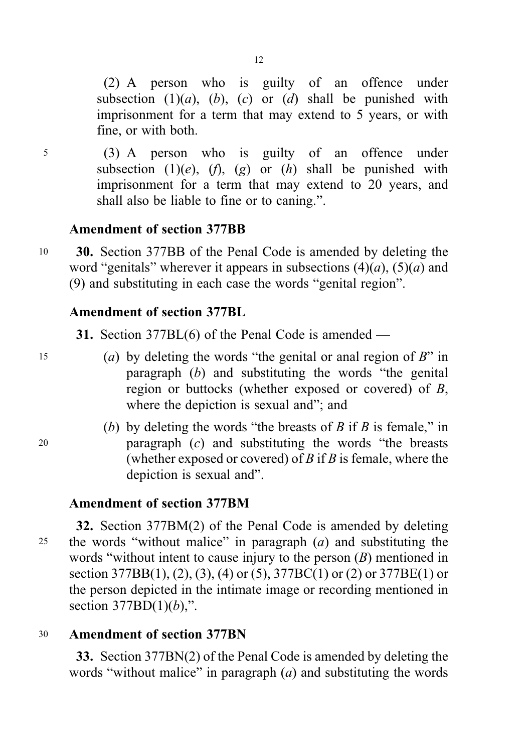(2) A person who is guilty of an offence under subsection (1)(*a*), (*b*), (*c*) or (*d*) shall be punished with imprisonment for a term that may extend to 5 years, or with fine, or with both.

(3) A person who is guilty of an offence under subsection (1)(*e*), (*f*), (*g*) or (*h*) shall be punished with imprisonment for a term that may extend to 20 years, and shall also be liable to fine or to caning.".

**Amendment of section 377BB**

**30.** Section 377BB of the Penal Code is amended by deleting the word "genitals" wherever it appears in subsections (4)(*a*), (5)(*a*) and (9) and substituting in each case the words "genital region".

**Amendment of section 377BL**

**31.** Section 377BL(6) of the Penal Code is amended —

(*a*) by deleting the words "the genital or anal region of *B*" in paragraph (*b*) and substituting the words "the genital region or buttocks (whether exposed or covered) of *B*, where the depiction is sexual and"; and

(*b*) by deleting the words "the breasts of *B* if *B* is female," in paragraph (*c*) and substituting the words "the breasts (whether exposed or covered) of *B* if *B* is female, where the depiction is sexual and".

**Amendment of section 377BM**

**32.** Section 377BM(2) of the Penal Code is amended by deleting the words "without malice" in paragraph (*a*) and substituting the words "without intent to cause injury to the person (*B*) mentioned in section 377BB(1), (2), (3), (4) or (5), 377BC(1) or (2) or 377BE(1) or the person depicted in the intimate image or recording mentioned in section 377BD(1)(*b*),".

**Amendment of section 377BN**

**33.** Section 377BN(2) of the Penal Code is amended by deleting the words "without malice" in paragraph (*a*) and substituting the words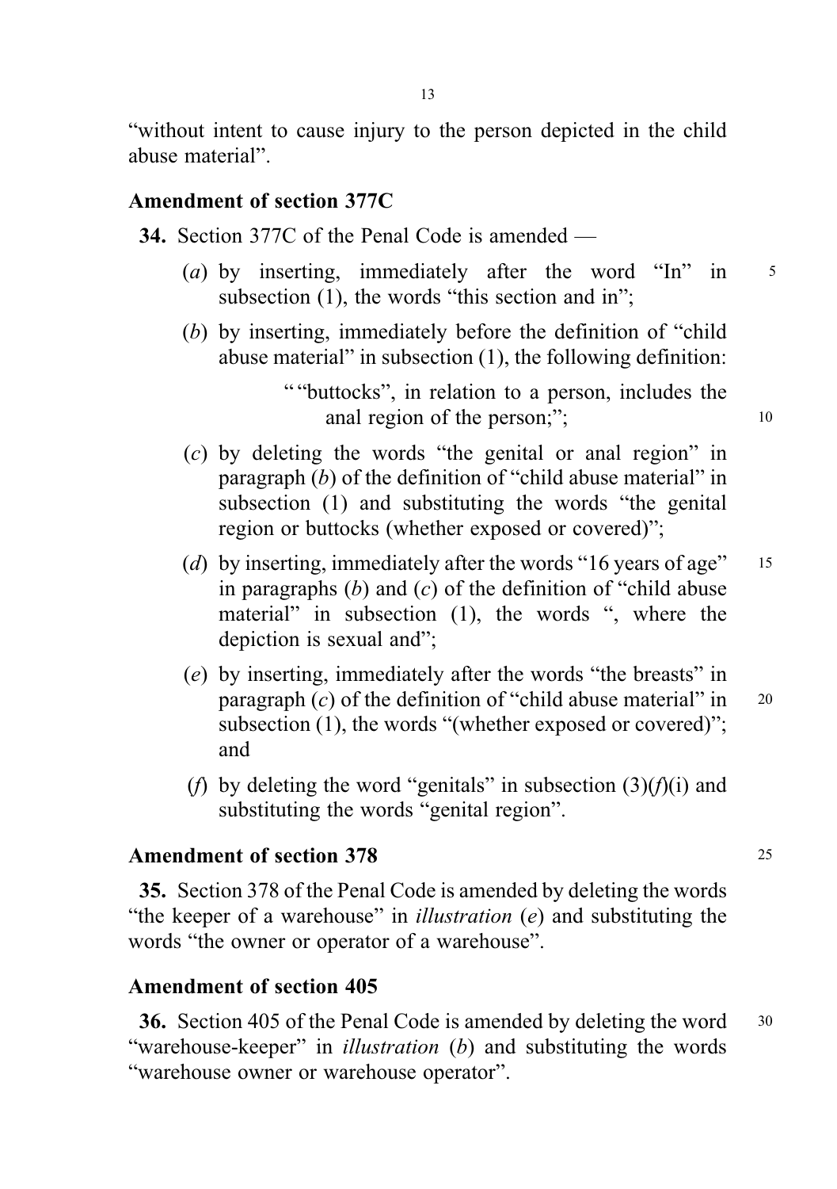"without intent to cause injury to the person depicted in the child abuse material".

### Amendment of section 377C

**34.** Section 377C of the Penal Code is amended —

(*a*) by inserting, immediately after the word "In" in subsection (1), the words "this section and in";

(*b*) by inserting, immediately before the definition of "child abuse material" in subsection (1), the following definition:

> ""buttocks", in relation to a person, includes the anal region of the person;";

(*c*) by deleting the words "the genital or anal region" in paragraph (*b*) of the definition of "child abuse material" in subsection (1) and substituting the words "the genital region or buttocks (whether exposed or covered)";

(*d*) by inserting, immediately after the words "16 years of age" in paragraphs (*b*) and (*c*) of the definition of "child abuse material" in subsection (1), the words ", where the depiction is sexual and";

(*e*) by inserting, immediately after the words "the breasts" in paragraph (*c*) of the definition of "child abuse material" in subsection (1), the words "(whether exposed or covered)"; and

(*f*) by deleting the word "genitals" in subsection (3)(*f*)(i) and substituting the words "genital region".

### Amendment of section 378

**35.** Section 378 of the Penal Code is amended by deleting the words "the keeper of a warehouse" in *illustration* (*e*) and substituting the words "the owner or operator of a warehouse".

### Amendment of section 405

**36.** Section 405 of the Penal Code is amended by deleting the word "warehouse-keeper" in *illustration* (*b*) and substituting the words "warehouse owner or warehouse operator".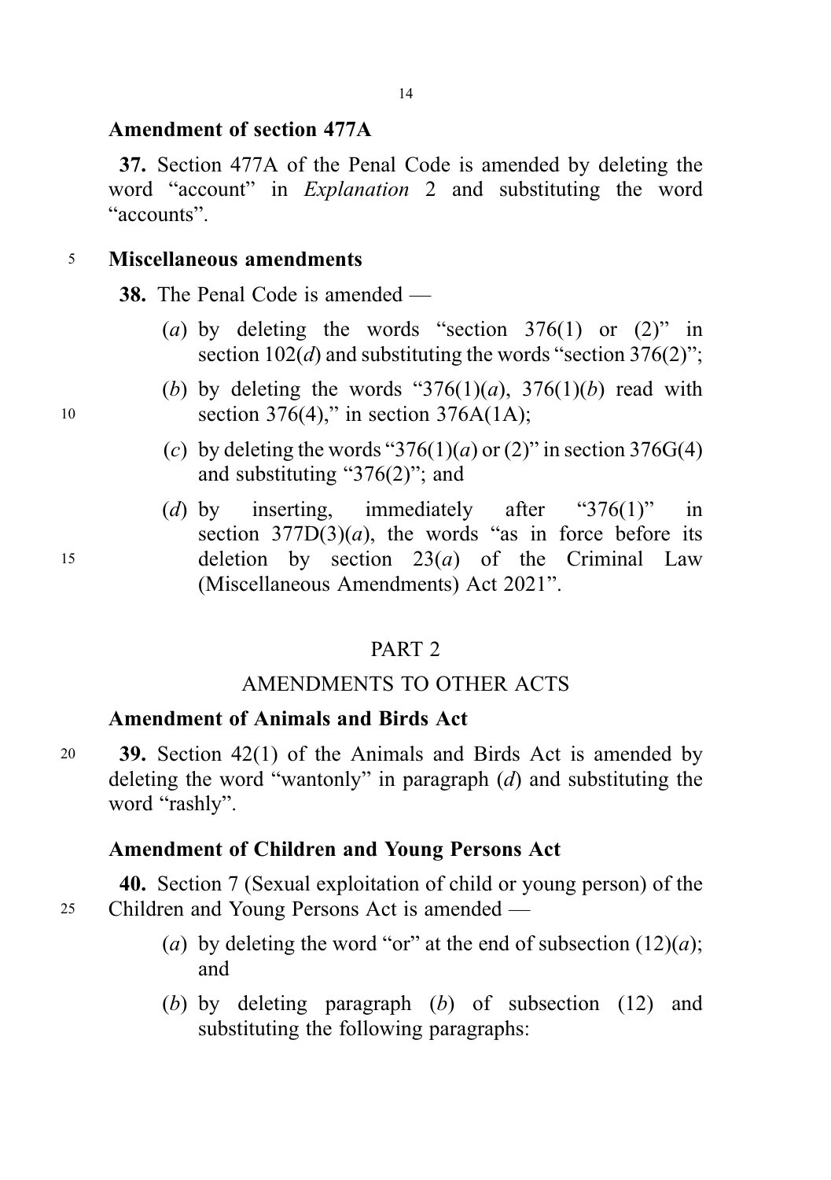**Amendment of section 477A**

**37.** Section 477A of the Penal Code is amended by deleting the word "account" in *Explanation* 2 and substituting the word "accounts".

**Miscellaneous amendments**

**38.** The Penal Code is amended —

(*a*) by deleting the words "section 376(1) or (2)" in section 102(*d*) and substituting the words "section 376(2)";

(*b*) by deleting the words "376(1)(*a*), 376(1)(*b*) read with section 376(4)," in section 376A(1A);

(*c*) by deleting the words "376(1)(*a*) or (2)" in section 376G(4) and substituting "376(2)"; and

(*d*) by inserting, immediately after "376(1)" in section 377D(3)(*a*), the words "as in force before its deletion by section 23(*a*) of the Criminal Law (Miscellaneous Amendments) Act 2021".

PART 2

AMENDMENTS TO OTHER ACTS

**Amendment of Animals and Birds Act**

**39.** Section 42(1) of the Animals and Birds Act is amended by deleting the word "wantonly" in paragraph (*d*) and substituting the word "rashly".

**Amendment of Children and Young Persons Act**

**40.** Section 7 (Sexual exploitation of child or young person) of the Children and Young Persons Act is amended —

(*a*) by deleting the word "or" at the end of subsection (12)(*a*); and

(*b*) by deleting paragraph (*b*) of subsection (12) and substituting the following paragraphs: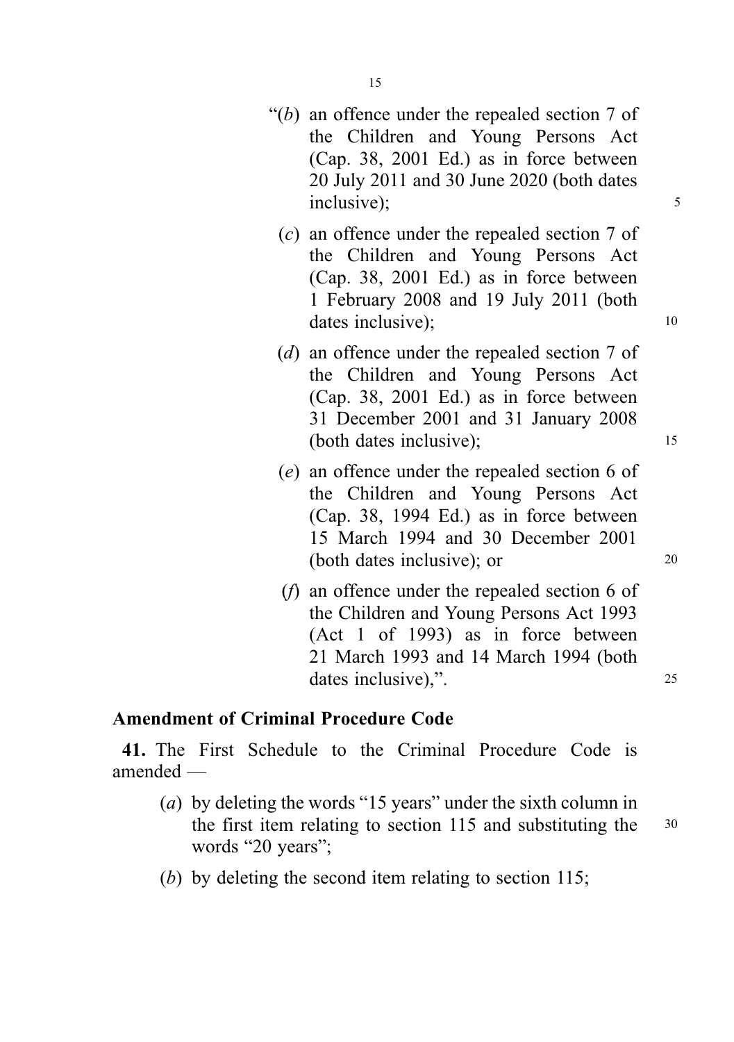"(*b*) an offence under the repealed section 7 of the Children and Young Persons Act (Cap. 38, 2001 Ed.) as in force between 20 July 2011 and 30 June 2020 (both dates inclusive);

(*c*) an offence under the repealed section 7 of the Children and Young Persons Act (Cap. 38, 2001 Ed.) as in force between 1 February 2008 and 19 July 2011 (both dates inclusive);

(*d*) an offence under the repealed section 7 of the Children and Young Persons Act (Cap. 38, 2001 Ed.) as in force between 31 December 2001 and 31 January 2008 (both dates inclusive);

(*e*) an offence under the repealed section 6 of the Children and Young Persons Act (Cap. 38, 1994 Ed.) as in force between 15 March 1994 and 30 December 2001 (both dates inclusive); or

(*f*) an offence under the repealed section 6 of the Children and Young Persons Act 1993 (Act 1 of 1993) as in force between 21 March 1993 and 14 March 1994 (both dates inclusive),".

**Amendment of Criminal Procedure Code**

**41.** The First Schedule to the Criminal Procedure Code is amended —

(*a*) by deleting the words "15 years" under the sixth column in the first item relating to section 115 and substituting the words "20 years";

(*b*) by deleting the second item relating to section 115;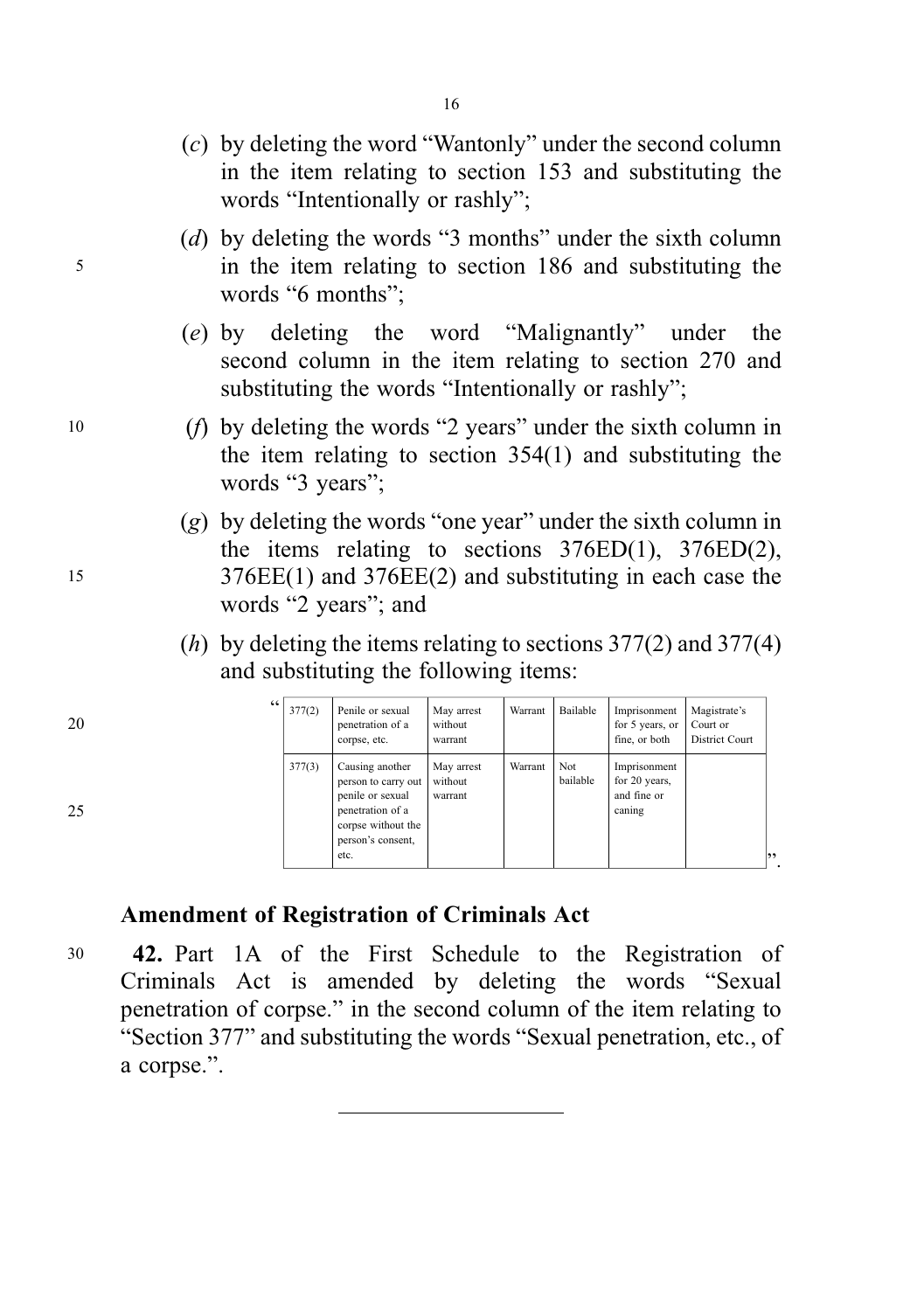(*c*) by deleting the word "Wantonly" under the second column in the item relating to section 153 and substituting the words "Intentionally or rashly";

(*d*) by deleting the words "3 months" under the sixth column in the item relating to section 186 and substituting the words "6 months";

(*e*) by deleting the word "Malignantly" under the second column in the item relating to section 270 and substituting the words "Intentionally or rashly";

(*f*) by deleting the words "2 years" under the sixth column in the item relating to section 354(1) and substituting the words "3 years";

(*g*) by deleting the words "one year" under the sixth column in the items relating to sections 376ED(1), 376ED(2), 376EE(1) and 376EE(2) and substituting in each case the words "2 years"; and

(*h*) by deleting the items relating to sections 377(2) and 377(4) and substituting the following items:

"

| | | | | | | |
|---|---|---|---|---|---|---|
| 377(2) | Penile or sexual penetration of a corpse, etc. | May arrest without warrant | Warrant | Bailable | Imprisonment for 5 years, or fine, or both | Magistrate's Court or District Court |
| 377(3) | Causing another person to carry out penile or sexual penetration of a corpse without the person's consent, etc. | May arrest without warrant | Warrant | Not bailable | Imprisonment for 20 years, and fine or caning | |

".

## Amendment of Registration of Criminals Act

**42.** Part 1A of the First Schedule to the Registration of Criminals Act is amended by deleting the words "Sexual penetration of corpse." in the second column of the item relating to "Section 377" and substituting the words "Sexual penetration, etc., of a corpse.".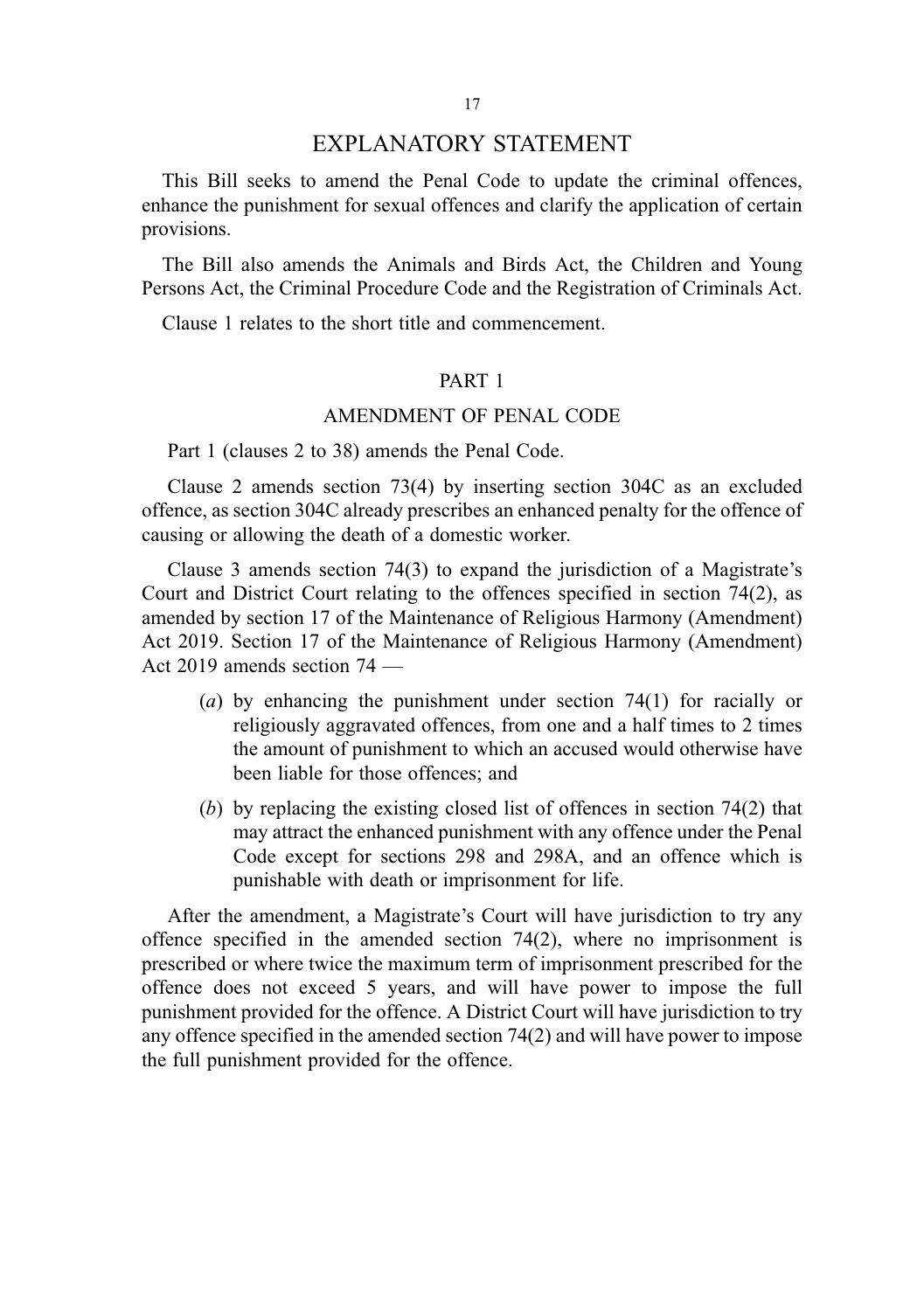# EXPLANATORY STATEMENT

This Bill seeks to amend the Penal Code to update the criminal offences, enhance the punishment for sexual offences and clarify the application of certain provisions.

The Bill also amends the Animals and Birds Act, the Children and Young Persons Act, the Criminal Procedure Code and the Registration of Criminals Act.

Clause 1 relates to the short title and commencement.

## PART 1

## AMENDMENT OF PENAL CODE

Part 1 (clauses 2 to 38) amends the Penal Code.

Clause 2 amends section 73(4) by inserting section 304C as an excluded offence, as section 304C already prescribes an enhanced penalty for the offence of causing or allowing the death of a domestic worker.

Clause 3 amends section 74(3) to expand the jurisdiction of a Magistrate's Court and District Court relating to the offences specified in section 74(2), as amended by section 17 of the Maintenance of Religious Harmony (Amendment) Act 2019. Section 17 of the Maintenance of Religious Harmony (Amendment) Act 2019 amends section 74 —

(*a*) by enhancing the punishment under section 74(1) for racially or religiously aggravated offences, from one and a half times to 2 times the amount of punishment to which an accused would otherwise have been liable for those offences; and

(*b*) by replacing the existing closed list of offences in section 74(2) that may attract the enhanced punishment with any offence under the Penal Code except for sections 298 and 298A, and an offence which is punishable with death or imprisonment for life.

After the amendment, a Magistrate's Court will have jurisdiction to try any offence specified in the amended section 74(2), where no imprisonment is prescribed or where twice the maximum term of imprisonment prescribed for the offence does not exceed 5 years, and will have power to impose the full punishment provided for the offence. A District Court will have jurisdiction to try any offence specified in the amended section 74(2) and will have power to impose the full punishment provided for the offence.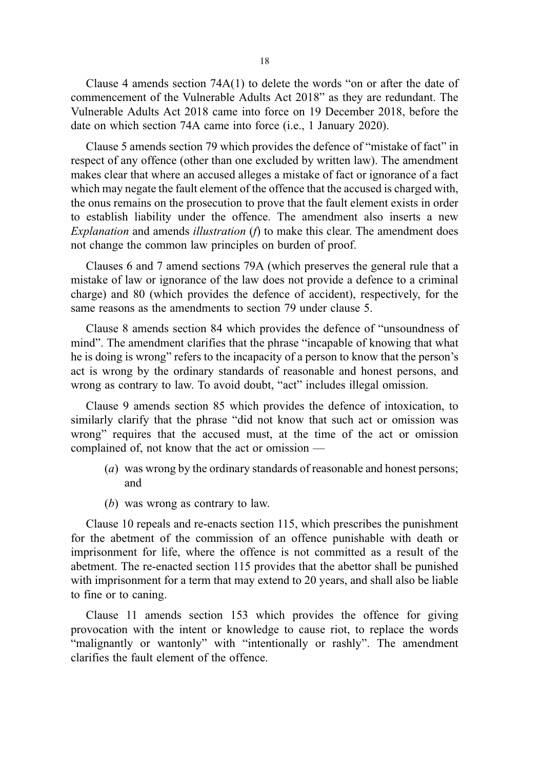Clause 4 amends section 74A(1) to delete the words "on or after the date of commencement of the Vulnerable Adults Act 2018" as they are redundant. The Vulnerable Adults Act 2018 came into force on 19 December 2018, before the date on which section 74A came into force (i.e., 1 January 2020).

Clause 5 amends section 79 which provides the defence of "mistake of fact" in respect of any offence (other than one excluded by written law). The amendment makes clear that where an accused alleges a mistake of fact or ignorance of a fact which may negate the fault element of the offence that the accused is charged with, the onus remains on the prosecution to prove that the fault element exists in order to establish liability under the offence. The amendment also inserts a new *Explanation* and amends *illustration* (*f*) to make this clear. The amendment does not change the common law principles on burden of proof.

Clauses 6 and 7 amend sections 79A (which preserves the general rule that a mistake of law or ignorance of the law does not provide a defence to a criminal charge) and 80 (which provides the defence of accident), respectively, for the same reasons as the amendments to section 79 under clause 5.

Clause 8 amends section 84 which provides the defence of "unsoundness of mind". The amendment clarifies that the phrase "incapable of knowing that what he is doing is wrong" refers to the incapacity of a person to know that the person's act is wrong by the ordinary standards of reasonable and honest persons, and wrong as contrary to law. To avoid doubt, "act" includes illegal omission.

Clause 9 amends section 85 which provides the defence of intoxication, to similarly clarify that the phrase "did not know that such act or omission was wrong" requires that the accused must, at the time of the act or omission complained of, not know that the act or omission —

(*a*) was wrong by the ordinary standards of reasonable and honest persons; and

(*b*) was wrong as contrary to law.

Clause 10 repeals and re-enacts section 115, which prescribes the punishment for the abetment of the commission of an offence punishable with death or imprisonment for life, where the offence is not committed as a result of the abetment. The re-enacted section 115 provides that the abettor shall be punished with imprisonment for a term that may extend to 20 years, and shall also be liable to fine or to caning.

Clause 11 amends section 153 which provides the offence for giving provocation with the intent or knowledge to cause riot, to replace the words "malignantly or wantonly" with "intentionally or rashly". The amendment clarifies the fault element of the offence.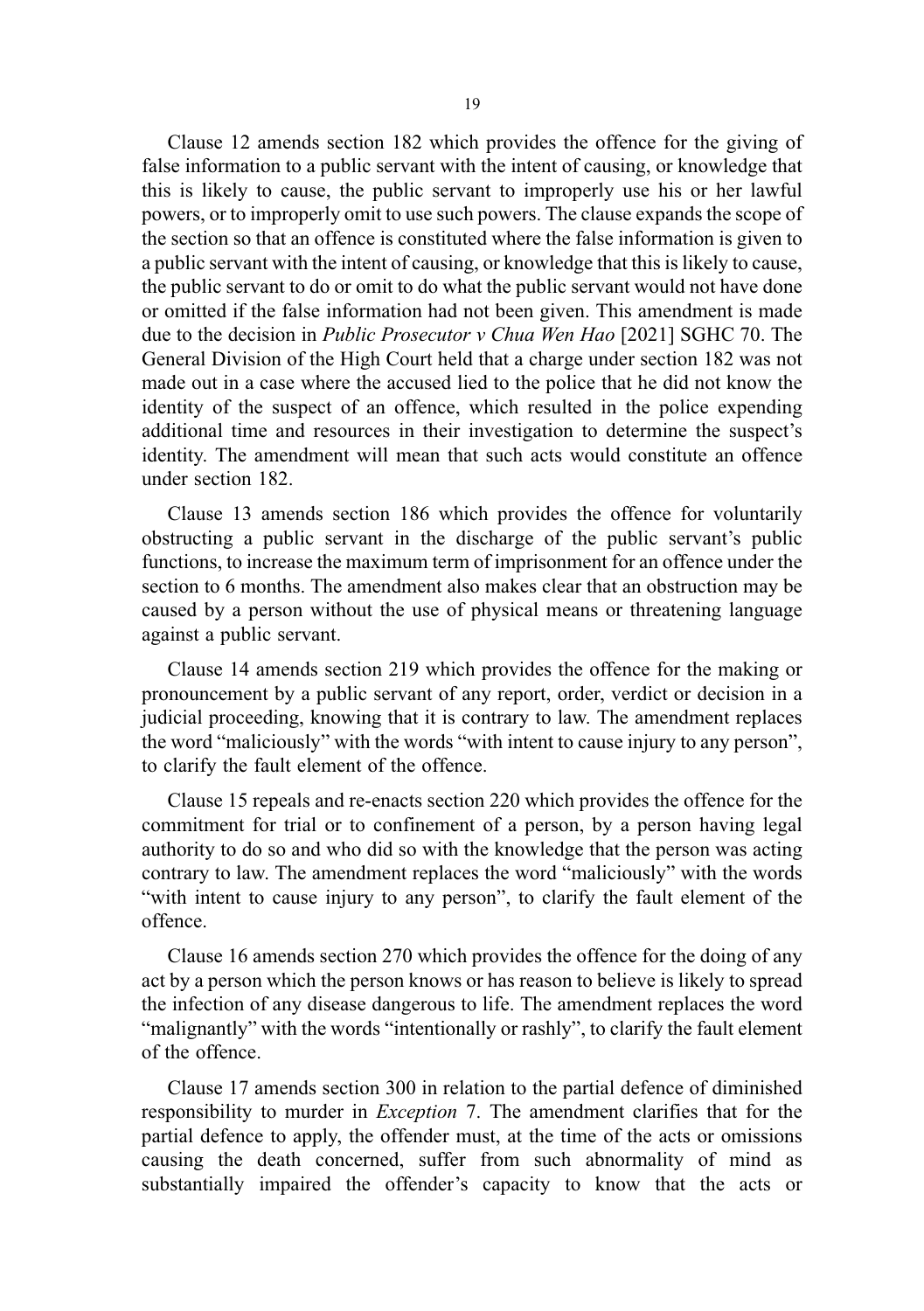Clause 12 amends section 182 which provides the offence for the giving of false information to a public servant with the intent of causing, or knowledge that this is likely to cause, the public servant to improperly use his or her lawful powers, or to improperly omit to use such powers. The clause expands the scope of the section so that an offence is constituted where the false information is given to a public servant with the intent of causing, or knowledge that this is likely to cause, the public servant to do or omit to do what the public servant would not have done or omitted if the false information had not been given. This amendment is made due to the decision in *Public Prosecutor v Chua Wen Hao* [2021] SGHC 70. The General Division of the High Court held that a charge under section 182 was not made out in a case where the accused lied to the police that he did not know the identity of the suspect of an offence, which resulted in the police expending additional time and resources in their investigation to determine the suspect's identity. The amendment will mean that such acts would constitute an offence under section 182.

Clause 13 amends section 186 which provides the offence for voluntarily obstructing a public servant in the discharge of the public servant's public functions, to increase the maximum term of imprisonment for an offence under the section to 6 months. The amendment also makes clear that an obstruction may be caused by a person without the use of physical means or threatening language against a public servant.

Clause 14 amends section 219 which provides the offence for the making or pronouncement by a public servant of any report, order, verdict or decision in a judicial proceeding, knowing that it is contrary to law. The amendment replaces the word "maliciously" with the words "with intent to cause injury to any person", to clarify the fault element of the offence.

Clause 15 repeals and re-enacts section 220 which provides the offence for the commitment for trial or to confinement of a person, by a person having legal authority to do so and who did so with the knowledge that the person was acting contrary to law. The amendment replaces the word "maliciously" with the words "with intent to cause injury to any person", to clarify the fault element of the offence.

Clause 16 amends section 270 which provides the offence for the doing of any act by a person which the person knows or has reason to believe is likely to spread the infection of any disease dangerous to life. The amendment replaces the word "malignantly" with the words "intentionally or rashly", to clarify the fault element of the offence.

Clause 17 amends section 300 in relation to the partial defence of diminished responsibility to murder in *Exception* 7. The amendment clarifies that for the partial defence to apply, the offender must, at the time of the acts or omissions causing the death concerned, suffer from such abnormality of mind as substantially impaired the offender's capacity to know that the acts or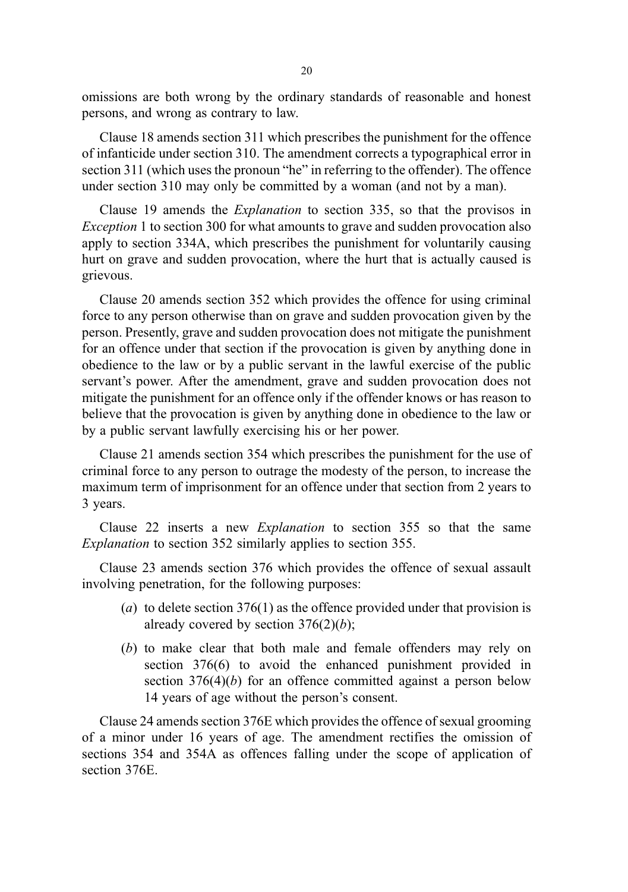omissions are both wrong by the ordinary standards of reasonable and honest persons, and wrong as contrary to law.

Clause 18 amends section 311 which prescribes the punishment for the offence of infanticide under section 310. The amendment corrects a typographical error in section 311 (which uses the pronoun "he" in referring to the offender). The offence under section 310 may only be committed by a woman (and not by a man).

Clause 19 amends the *Explanation* to section 335, so that the provisos in *Exception* 1 to section 300 for what amounts to grave and sudden provocation also apply to section 334A, which prescribes the punishment for voluntarily causing hurt on grave and sudden provocation, where the hurt that is actually caused is grievous.

Clause 20 amends section 352 which provides the offence for using criminal force to any person otherwise than on grave and sudden provocation given by the person. Presently, grave and sudden provocation does not mitigate the punishment for an offence under that section if the provocation is given by anything done in obedience to the law or by a public servant in the lawful exercise of the public servant's power. After the amendment, grave and sudden provocation does not mitigate the punishment for an offence only if the offender knows or has reason to believe that the provocation is given by anything done in obedience to the law or by a public servant lawfully exercising his or her power.

Clause 21 amends section 354 which prescribes the punishment for the use of criminal force to any person to outrage the modesty of the person, to increase the maximum term of imprisonment for an offence under that section from 2 years to 3 years.

Clause 22 inserts a new *Explanation* to section 355 so that the same *Explanation* to section 352 similarly applies to section 355.

Clause 23 amends section 376 which provides the offence of sexual assault involving penetration, for the following purposes:

(*a*) to delete section 376(1) as the offence provided under that provision is already covered by section 376(2)(*b*);

(*b*) to make clear that both male and female offenders may rely on section 376(6) to avoid the enhanced punishment provided in section 376(4)(*b*) for an offence committed against a person below 14 years of age without the person's consent.

Clause 24 amends section 376E which provides the offence of sexual grooming of a minor under 16 years of age. The amendment rectifies the omission of sections 354 and 354A as offences falling under the scope of application of section 376E.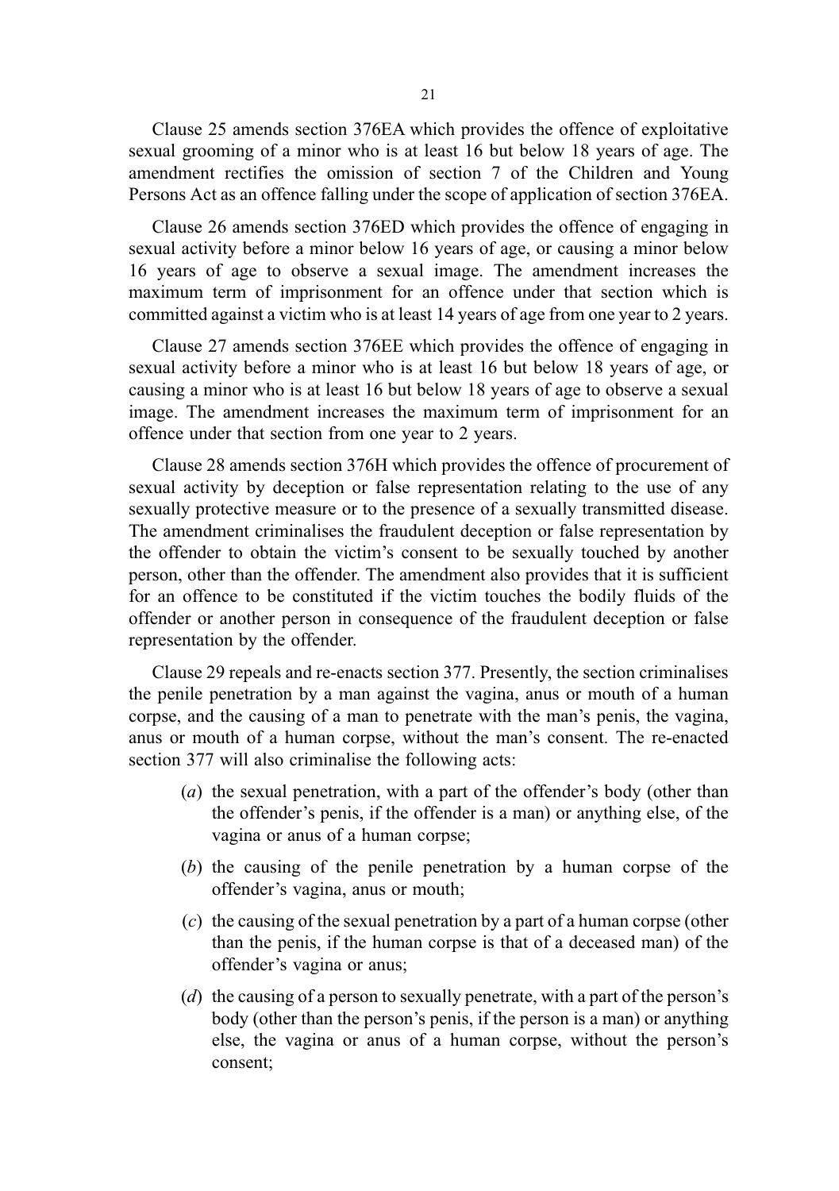Clause 25 amends section 376EA which provides the offence of exploitative sexual grooming of a minor who is at least 16 but below 18 years of age. The amendment rectifies the omission of section 7 of the Children and Young Persons Act as an offence falling under the scope of application of section 376EA.

Clause 26 amends section 376ED which provides the offence of engaging in sexual activity before a minor below 16 years of age, or causing a minor below 16 years of age to observe a sexual image. The amendment increases the maximum term of imprisonment for an offence under that section which is committed against a victim who is at least 14 years of age from one year to 2 years.

Clause 27 amends section 376EE which provides the offence of engaging in sexual activity before a minor who is at least 16 but below 18 years of age, or causing a minor who is at least 16 but below 18 years of age to observe a sexual image. The amendment increases the maximum term of imprisonment for an offence under that section from one year to 2 years.

Clause 28 amends section 376H which provides the offence of procurement of sexual activity by deception or false representation relating to the use of any sexually protective measure or to the presence of a sexually transmitted disease. The amendment criminalises the fraudulent deception or false representation by the offender to obtain the victim's consent to be sexually touched by another person, other than the offender. The amendment also provides that it is sufficient for an offence to be constituted if the victim touches the bodily fluids of the offender or another person in consequence of the fraudulent deception or false representation by the offender.

Clause 29 repeals and re-enacts section 377. Presently, the section criminalises the penile penetration by a man against the vagina, anus or mouth of a human corpse, and the causing of a man to penetrate with the man's penis, the vagina, anus or mouth of a human corpse, without the man's consent. The re-enacted section 377 will also criminalise the following acts:

(*a*) the sexual penetration, with a part of the offender's body (other than the offender's penis, if the offender is a man) or anything else, of the vagina or anus of a human corpse;

(*b*) the causing of the penile penetration by a human corpse of the offender's vagina, anus or mouth;

(*c*) the causing of the sexual penetration by a part of a human corpse (other than the penis, if the human corpse is that of a deceased man) of the offender's vagina or anus;

(*d*) the causing of a person to sexually penetrate, with a part of the person's body (other than the person's penis, if the person is a man) or anything else, the vagina or anus of a human corpse, without the person's consent;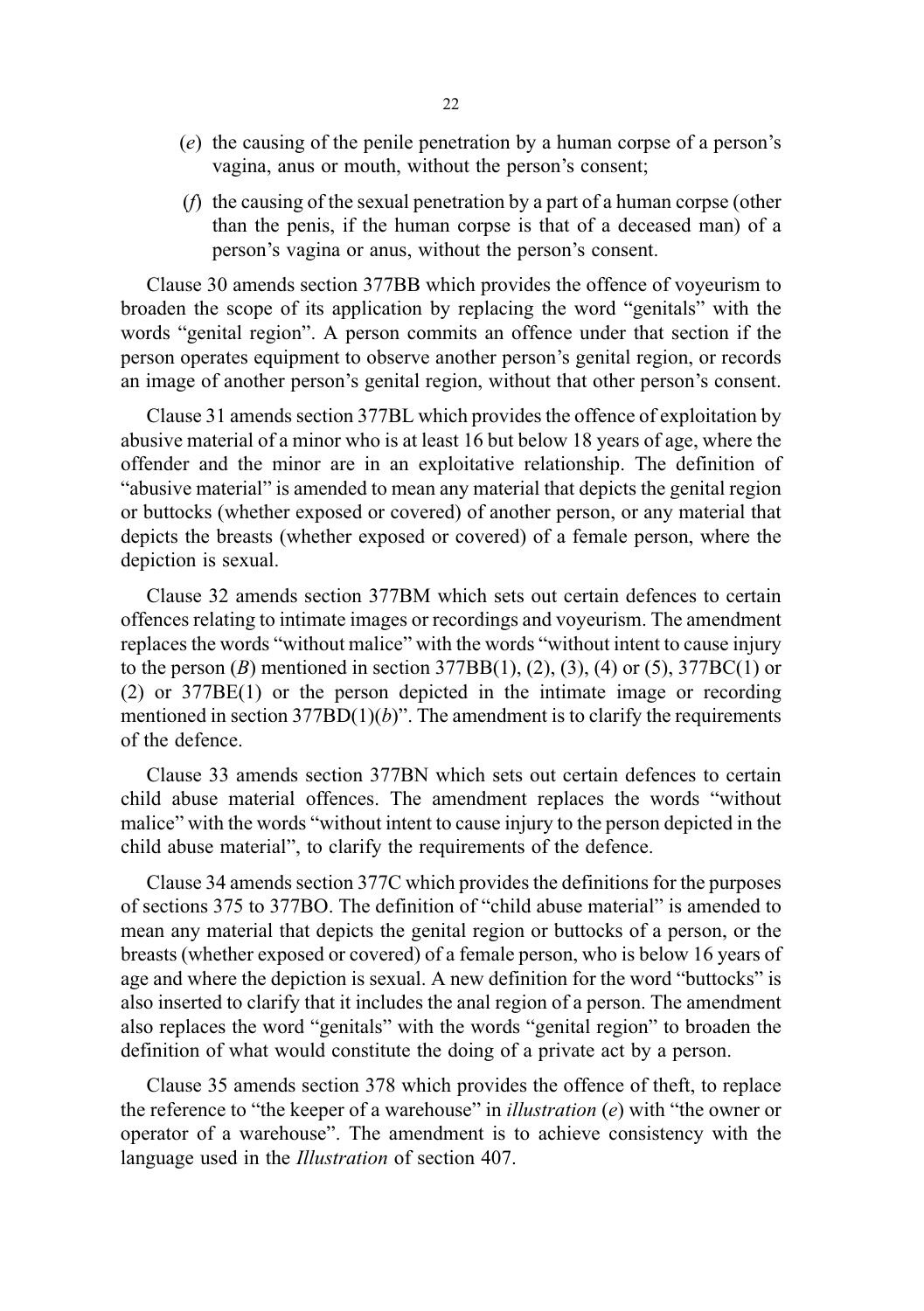(*e*) the causing of the penile penetration by a human corpse of a person's vagina, anus or mouth, without the person's consent;

(*f*) the causing of the sexual penetration by a part of a human corpse (other than the penis, if the human corpse is that of a deceased man) of a person's vagina or anus, without the person's consent.

Clause 30 amends section 377BB which provides the offence of voyeurism to broaden the scope of its application by replacing the word "genitals" with the words "genital region". A person commits an offence under that section if the person operates equipment to observe another person's genital region, or records an image of another person's genital region, without that other person's consent.

Clause 31 amends section 377BL which provides the offence of exploitation by abusive material of a minor who is at least 16 but below 18 years of age, where the offender and the minor are in an exploitative relationship. The definition of "abusive material" is amended to mean any material that depicts the genital region or buttocks (whether exposed or covered) of another person, or any material that depicts the breasts (whether exposed or covered) of a female person, where the depiction is sexual.

Clause 32 amends section 377BM which sets out certain defences to certain offences relating to intimate images or recordings and voyeurism. The amendment replaces the words "without malice" with the words "without intent to cause injury to the person (*B*) mentioned in section 377BB(1), (2), (3), (4) or (5), 377BC(1) or (2) or 377BE(1) or the person depicted in the intimate image or recording mentioned in section 377BD(1)(*b*)". The amendment is to clarify the requirements of the defence.

Clause 33 amends section 377BN which sets out certain defences to certain child abuse material offences. The amendment replaces the words "without malice" with the words "without intent to cause injury to the person depicted in the child abuse material", to clarify the requirements of the defence.

Clause 34 amends section 377C which provides the definitions for the purposes of sections 375 to 377BO. The definition of "child abuse material" is amended to mean any material that depicts the genital region or buttocks of a person, or the breasts (whether exposed or covered) of a female person, who is below 16 years of age and where the depiction is sexual. A new definition for the word "buttocks" is also inserted to clarify that it includes the anal region of a person. The amendment also replaces the word "genitals" with the words "genital region" to broaden the definition of what would constitute the doing of a private act by a person.

Clause 35 amends section 378 which provides the offence of theft, to replace the reference to "the keeper of a warehouse" in *illustration* (*e*) with "the owner or operator of a warehouse". The amendment is to achieve consistency with the language used in the *Illustration* of section 407.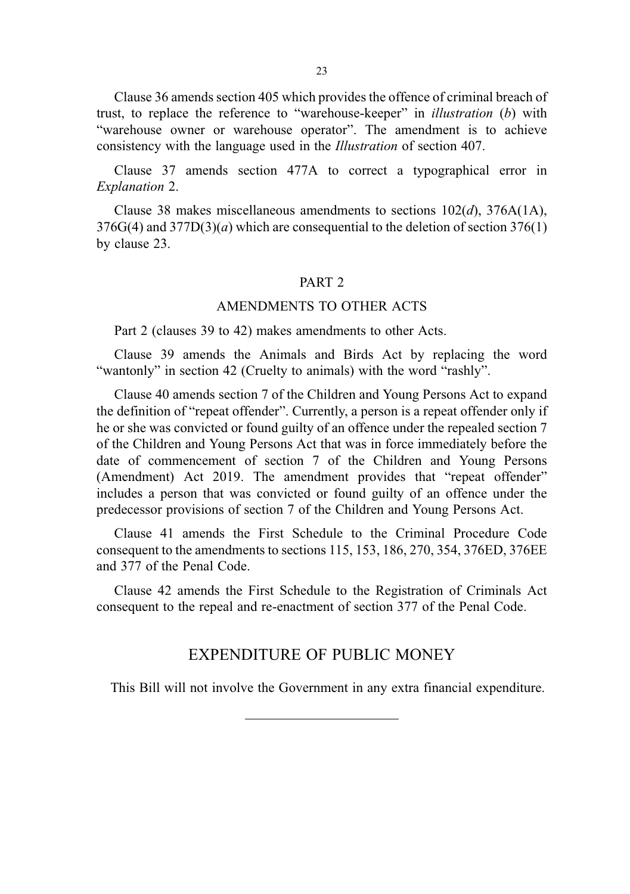Clause 36 amends section 405 which provides the offence of criminal breach of trust, to replace the reference to "warehouse-keeper" in *illustration* (*b*) with "warehouse owner or warehouse operator". The amendment is to achieve consistency with the language used in the *Illustration* of section 407.

Clause 37 amends section 477A to correct a typographical error in *Explanation* 2.

Clause 38 makes miscellaneous amendments to sections 102(*d*), 376A(1A), 376G(4) and 377D(3)(*a*) which are consequential to the deletion of section 376(1) by clause 23.

## PART 2

## AMENDMENTS TO OTHER ACTS

Part 2 (clauses 39 to 42) makes amendments to other Acts.

Clause 39 amends the Animals and Birds Act by replacing the word "wantonly" in section 42 (Cruelty to animals) with the word "rashly".

Clause 40 amends section 7 of the Children and Young Persons Act to expand the definition of "repeat offender". Currently, a person is a repeat offender only if he or she was convicted or found guilty of an offence under the repealed section 7 of the Children and Young Persons Act that was in force immediately before the date of commencement of section 7 of the Children and Young Persons (Amendment) Act 2019. The amendment provides that "repeat offender" includes a person that was convicted or found guilty of an offence under the predecessor provisions of section 7 of the Children and Young Persons Act.

Clause 41 amends the First Schedule to the Criminal Procedure Code consequent to the amendments to sections 115, 153, 186, 270, 354, 376ED, 376EE and 377 of the Penal Code.

Clause 42 amends the First Schedule to the Registration of Criminals Act consequent to the repeal and re-enactment of section 377 of the Penal Code.

## EXPENDITURE OF PUBLIC MONEY

This Bill will not involve the Government in any extra financial expenditure.